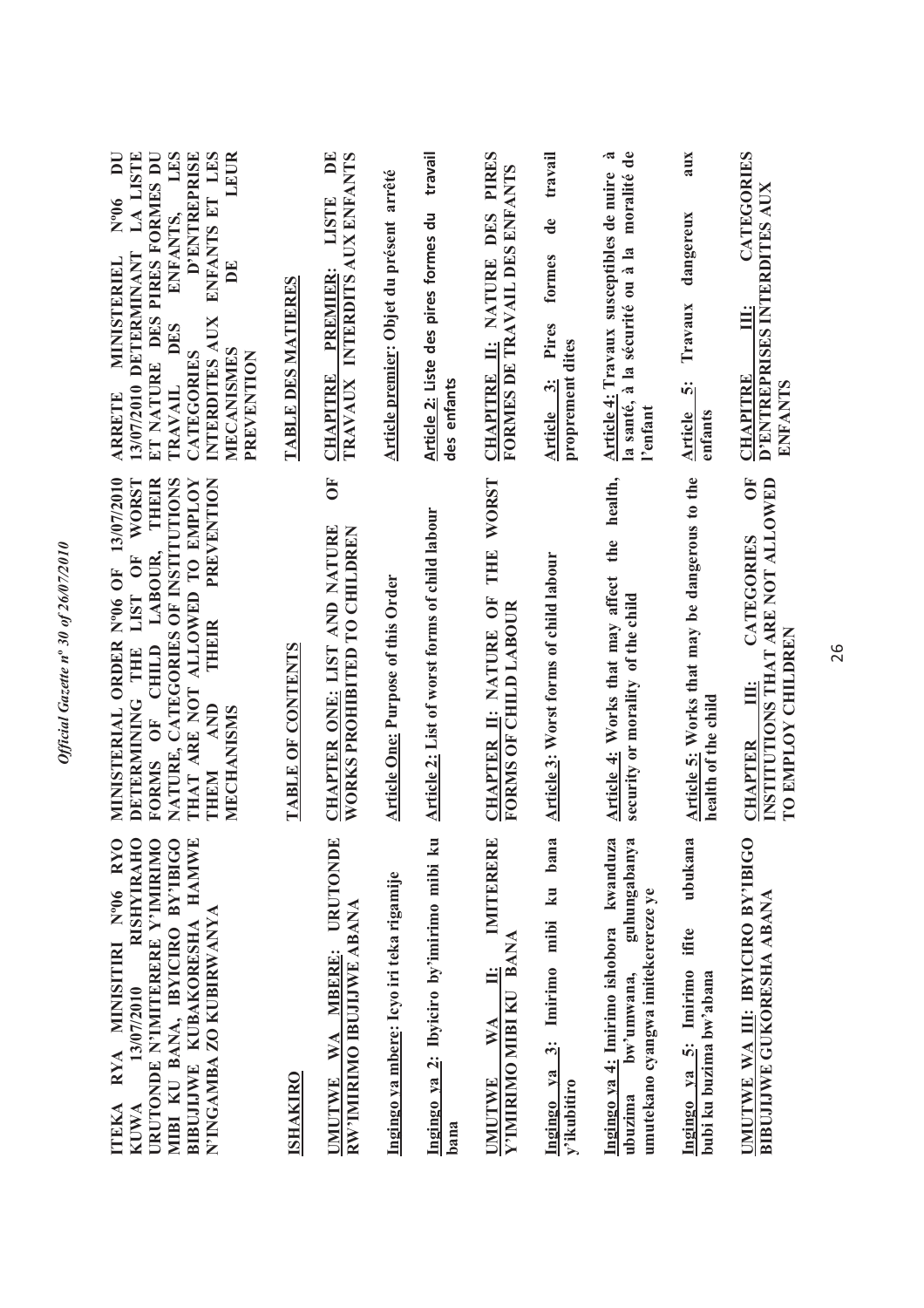**ITEKA RYA MINISITIRI N°06 RYO KUWA 13/07/2010 RISHYIRAHO URUTONDE N'IMITERERE Y'IMIRIMO MIBI KU BANA, IBYICIRO BY'IBIGO BIBUJIJWE KUBAKORESHA HAMWE N'INGAMBA ZO KUBIRWANYA**

**ISHAKIRO**

**UMUTWE WA MBERE: URUTONDE RW'IMIRIMO IBUJIJWE ABANA**

**Ingingo ya mbere: Icyo iri teka rigamije**

**Ingingo ya 2: Ibyiciro by'imirimo mibi ku bana**

**UMUTWE WA II: IMITERERE Y'IMIRIMO MIBI KU BANA**

**Ingingo ya 3: Imirimo mibi ku bana y'ikubitiro**

**Ingingo ya 4: Imirimo ishobora kwanduza ubuzima bw'umwana, guhungabanya umutekano cyangwa imitekerereze ye**

**Ingingo ya 5: Imirimo ifite ubukana bubi ku buzima bw'abana**

**UMUTWE WA III: IBYICIRO BY'IBIGO BIBUJIJWE GUKORESHA ABANA**

**MINISTERIAL ORDER N°06 OF 13/07/2010 DETERMINING THE LIST OF WORST FORMS OF CHILD LABOUR, THEIR NATURE, CATEGORIES OF INSTITUTIONS THAT ARE NOT ALLOWED TO EMPLOY THEM AND THEIR PREVENTION MECHANISMS**

**TABLE OF CONTENTS**

**CHAPTER ONE: LIST AND NATURE OF WORKS PROHIBITED TO CHILDREN**

**Article One: Purpose of this Order**

**Article 2: List of worst forms of child labour**

**CHAPTER II: NATURE OF THE WORST FORMS OF CHILD LABOUR**

**Article 3: Worst forms of child labour**

**Article 4: Works that may affect the health, security or morality of the child**

**Article 5: Works that may be dangerous to the health of the child**

**CHAPTER III: CATEGORIES OF INSTITUTIONS THAT ARE NOT ALLOWED TO EMPLOY CHILDREN**

**ARRETE MINISTERIEL N°06 DU 13/07/2010 DETERMINANT LA LISTE ET NATURE DES PIRES FORMES DU TRAVAIL DES ENFANTS, LES CATEGORIES D'ENTREPRISE INTERDITES AUX ENFANTS ET LES MECANISMES DE LEUR PREVENTION**

**TABLE DES MATIERES**

**CHAPITRE PREMIER: LISTE DE TRAVAUX INTERDITS AUX ENFANTS**

**Article premier: Objet du présent arrêté**

**Article 2: Liste des pires formes du travail des enfants**

**CHAPITRE II: NATURE DES PIRES FORMES DE TRAVAIL DES ENFANTS**

**Article 3: Pires formes de travail proprement dites**

**Article 4: Travaux susceptibles de nuire à la santé, à la sécurité ou à la moralité de l'enfant**

**Article 5: Travaux dangereux aux enfants**

**CHAPITRE III: CATEGORIES D'ENTREPRISES INTERDITES AUX ENFANTS**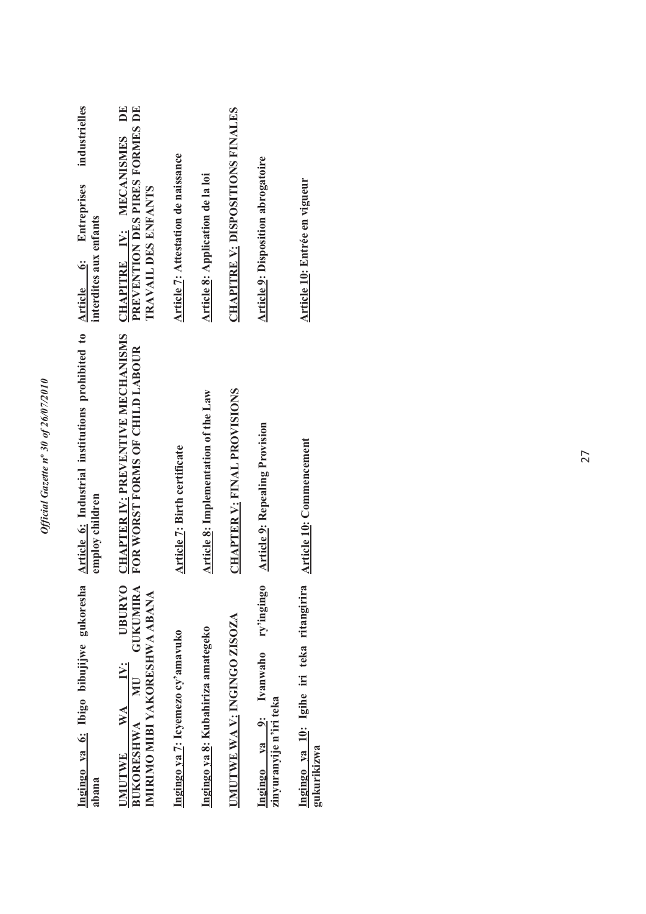**Ingingo ya 6: Ibigo bibujijwe gukoresha abana**

**UMUTWE WA IV: UBURYO BUKORESHWA MU GUKUMIRA IMIRIMO MIBI YAKORESHWA ABANA**

**Ingingo ya 7: Icyemezo cy'amavuko**

**Ingingo ya 8: Kubahiriza amategeko**

**UMUTWE WA V: INGINGO ZISOZA**

**Ingingo ya 9: Ivanwaho ry'ingingo zinyuranyije n'iri teka**

**Ingingo ya 10: Igihe iri teka ritangirira gukurikizwa**

**Article 6: Industrial institutions prohibited to employ children**

**CHAPTER IV: PREVENTIVE MECHANISMS FOR WORST FORMS OF CHILD LABOUR**

**Article 7: Birth certificate**

**Article 8: Implementation of the Law**

**CHAPTER V: FINAL PROVISIONS**

**Article 9: Repealing Provision**

**Article 10: Commencement**

**Article 6: Entreprises industrielles interdites aux enfants**

**CHAPITRE IV: MECANISMES DE PREVENTION DES PIRES FORMES DE TRAVAIL DES ENFANTS**

**Article 7: Attestation de naissance**

**Article 8: Application de la loi**

**CHAPITRE V: DISPOSITIONS FINALES**

**Article 9: Disposition abrogatoire**

**Article 10: Entrée en vigueur**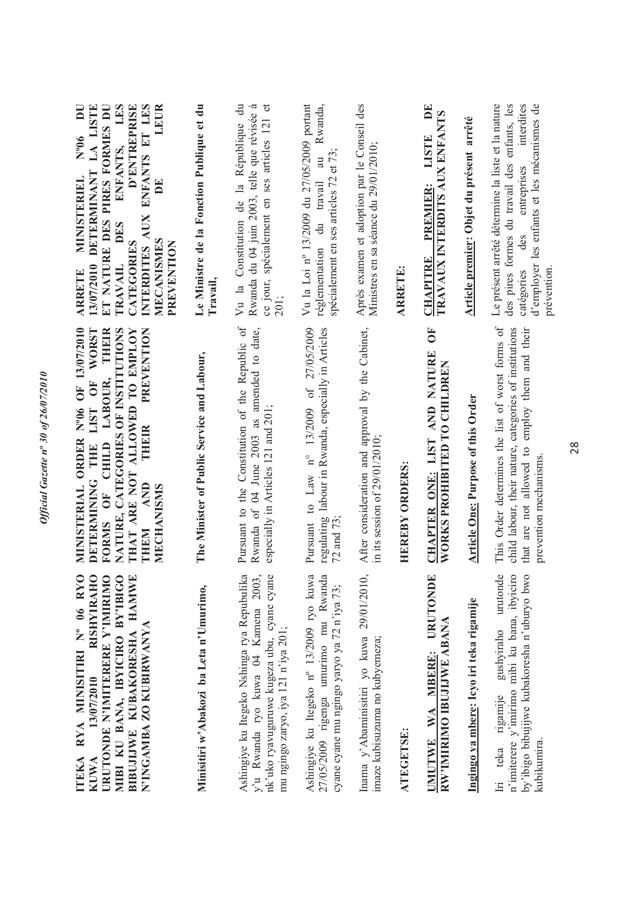**ITEKA RYA MINISITIRI Nº 06 RYO KUWA 13/07/2010 RISHYIRAHO URUTONDE N'IMITERERE Y'IMIRIMO MIBI KU BANA, IBYICIRO BY'IBIGO BIBUJIJWE KUBAKORESHA HAMWE N'INGAMBA ZO KUBIRWANYA**

**Minisitiri w'Abakozi ba Leta n'Umurimo,**

Ashingiye ku Itegeko Nshinga rya Repubulika y'u Rwanda ryo kuwa 04 Kamena 2003, nk'uko ryavuguruwe kugeza ubu, cyane cyane mu ngingo zaryo, iya 121 n'iya 201;

Ashingiye ku Itegeko nº 13/2009 ryo kuwa 27/05/2009 rigenga umurimo mu Rwanda cyane cyane mu ngingo yaryo ya 72 n'iya 73;

Inama y'Abaminisitiri yo kuwa 29/01/2010, imaze kubisuzuma no kubyemeza;

**ATEGETSE:**

**UMUTWE WA MBERE: URUTONDE RW'IMIRIMO IBUJIJWE ABANA**

**Ingingo ya mbere: Icyo iri teka rigamije**

Iri teka rigamije gushyiraho urutonde n'imiterere y'imirimo mibi ku bana, ibyiciro by'ibigo bibujijwe kubakoresha n'uburyo bwo kubikumira.

**MINISTERIAL ORDER Nº06 OF 13/07/2010 DETERMINING THE LIST OF WORST FORMS OF CHILD LABOUR, THEIR NATURE, CATEGORIES OF INSTITUTIONS THAT ARE NOT ALLOWED TO EMPLOY THEM AND THEIR PREVENTION MECHANISMS**

**The Minister of Public Service and Labour,**

Pursuant to the Constitution of the Republic of Rwanda of 04 June 2003 as amended to date, especially in Articles 121 and 201;

Pursuant to Law nº 13/2009 of 27/05/2009 regulating labour in Rwanda, especially in Articles 72 and 73;

After consideration and approval by the Cabinet, in its session of 29/01/2010;

**HEREBY ORDERS:**

**CHAPTER ONE: LIST AND NATURE OF WORKS PROHIBITED TO CHILDREN**

**Article One: Purpose of this Order**

This Order determines the list of worst forms of child labour, their nature, categories of institutions that are not allowed to employ them and their prevention mechanisms.

**ARRETE MINISTERIEL Nº06 DU 13/07/2010 DETERMINANT LA LISTE ET NATURE DES PIRES FORMES DU TRAVAIL DES ENFANTS, LES CATEGORIES D'ENTREPRISE INTERDITES AUX ENFANTS ET LES MECANISMES DE LEUR PREVENTION**

**Le Ministre de la Fonction Publique et du Travail,**

Vu la Constitution de la République du Rwanda du 04 juin 2003, telle que révisée à ce jour, spécialement en ses articles 121 et 201;

Vu la Loi nº 13/2009 du 27/05/2009 portant réglementation du travail au Rwanda, spécialement en ses articles 72 et 73;

Après examen et adoption par le Conseil des Ministres en sa séance du 29/01/2010;

**ARRETE:**

**CHAPITRE PREMIER: LISTE DE TRAVAUX INTERDITS AUX ENFANTS**

**Article premier: Objet du présent arrêté**

Le présent arrêté détermine la liste et la nature des pires formes du travail des enfants, les catégories des entreprises interdites d'employer les enfants et les mécanismes de prévention.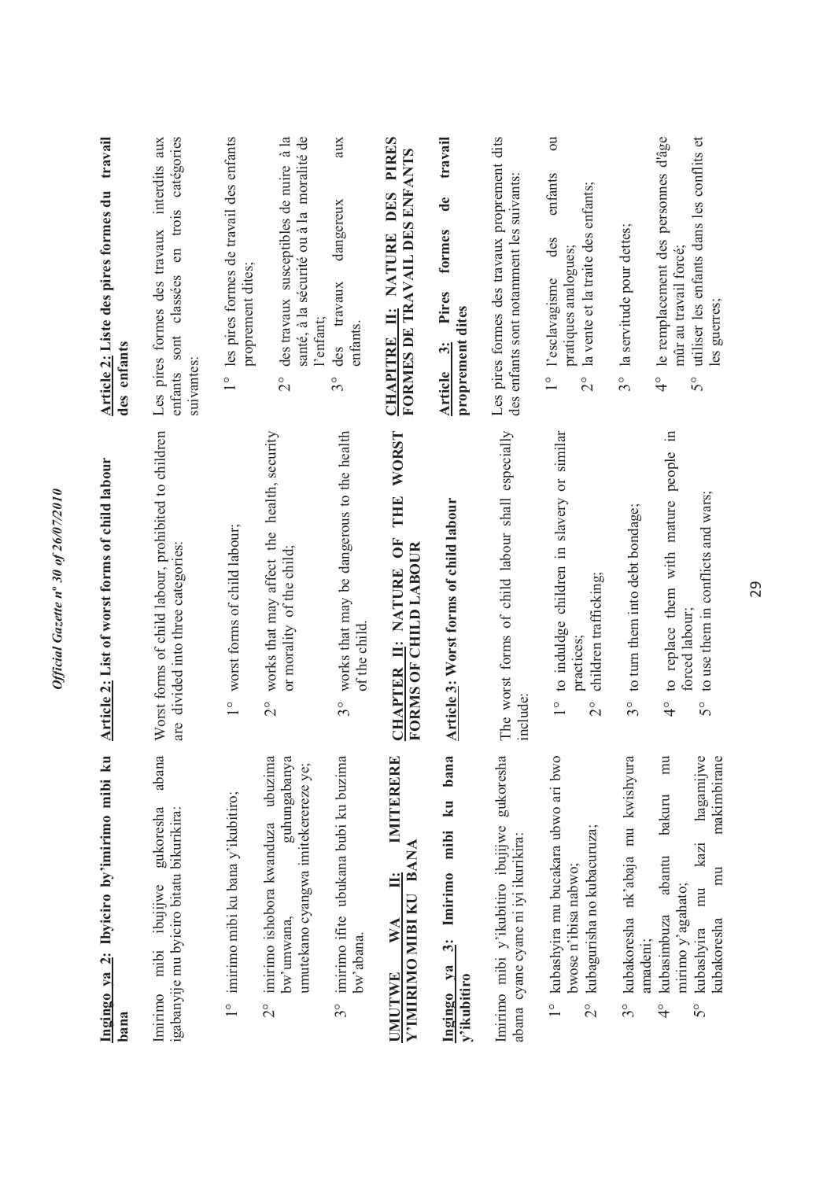**Ingingo ya 2: Ibyiciro by'imirimo mibi ku bana**

Imirimo mibi ibujijwe gukoresha abana igabanyijwe mu byiciro bitatu bikurikira:

1° imirimo mibi ku bana y'ikubitiro;

2° imirimo ishobora kwanduza ubuzima bw'umwana, guhungabanya umutekano cyangwa imitekerereze ye;

3° imirimo ifite ubukana bubi ku buzima bw'abana.

**UMUTWE WA II: IMITERERE Y'IMIRIMO MIBI KU BANA**

**Ingingo ya 3: Imirimo mibi ku bana y'ikubitiro**

Imirimo mibi y'ikubitiro ibujijwe gukoresha abana cyane cyane ni iyi ikurikira:

1° kubashyira mu bucakara ubwo ari bwo bwose n'ibisa nabwo;

2° kubagurisha no kubacuruza;

3° kubakoresha nk'abaja mu kwishyura amadeni;

4° kubasimbuza abantu bakuru mu mirimo y'agahato;

5° kubashyira mu kazi hagamijwe kubakoresha mu makimbirane

**Article 2: List of worst forms of child labour**

Worst forms of child labour, prohibited to children are divided into three categories:

1° worst forms of child labour;

2° works that may affect the health, security or morality of the child;

3° works that may be dangerous to the health of the child.

**CHAPTER II: NATURE OF THE WORST FORMS OF CHILD LABOUR**

**Article 3: Worst forms of child labour**

The worst forms of child labour shall especially include:

1° to indulge children in slavery or similar practices;

2° children trafficking;

3° to turn them into debt bondage;

4° to replace them with mature people in forced labour;

5° to use them in conflicts and wars;

**Article 2: Liste des pires formes du travail des enfants**

Les pires formes des travaux interdits aux enfants sont classées en trois catégories suivantes:

1° les pires formes de travail des enfants proprement dites;

2° des travaux susceptibles de nuire à la santé, à la sécurité ou à la moralité de l'enfant;

3° des travaux dangereux aux enfants.

**CHAPITRE II: NATURE DES PIRES FORMES DE TRAVAIL DES ENFANTS**

**Article 3: Pires formes de travail proprement dites**

Les pires formes des travaux proprement dits des enfants sont notamment les suivants:

1° l'esclavagisme des enfants ou pratiques analogues;

2° la vente et la traite des enfants;

3° la servitude pour dettes;

4° le remplacement des personnes d'âge mûr au travail forcé;

5° utiliser les enfants dans les conflits et les guerres;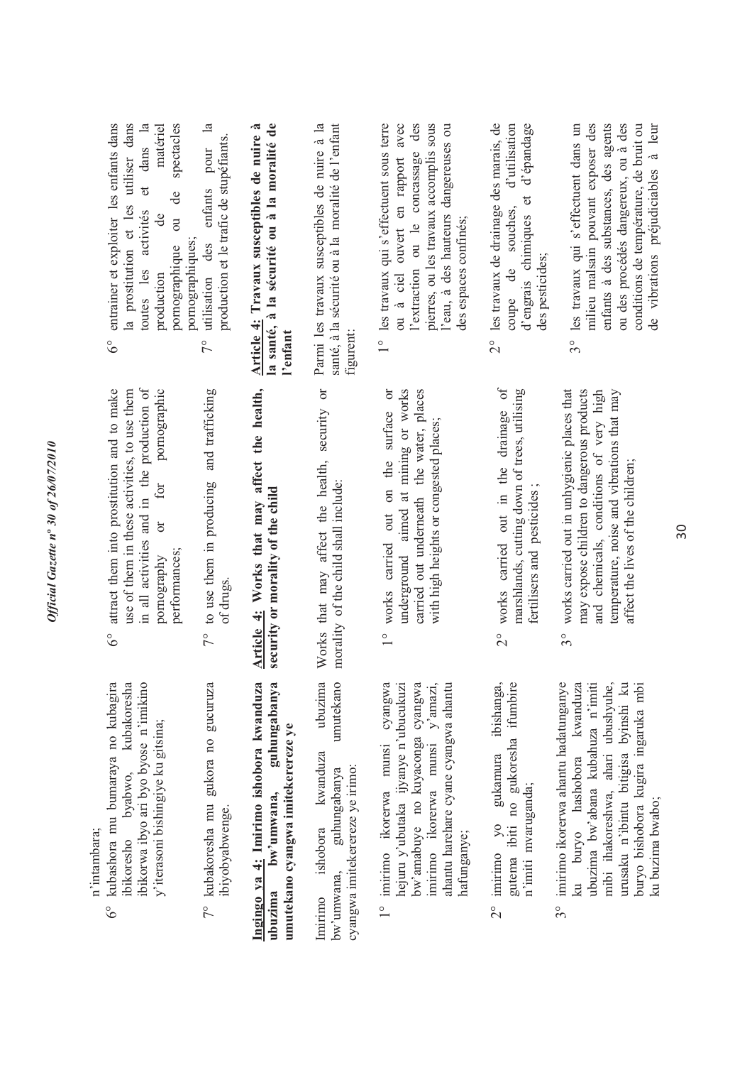n'intambara;

6° kubashora mu bumaraya no kubagira ibikoresho byabwo, kubakoresha ibikorwa ibyo ari byo byose n'imikino y'iterasoni bishingiye ku gitsina;

7° kubakoresha mu gukora no gucuruza ibiyobyabwenge.

**Ingingo ya 4: Imirimo ishobora kwanduza ubuzima bw'umwana, guhungabanya umutekano cyangwa imitekerereze ye**

Imirimo ishobora kwanduza ubuzima bw'umwana, guhungabanya umutekano cyangwa imitekerereze ye irimo:

1° imirimo ikorerwa munsi cyangwa hejuru y'ubutaka ijyanye n'ubucukuzi bw'amabuye no kuyaconga cyangwa imirimo ikorerwa munsi y'amazi, ahantu harehare cyane cyangwa ahantu hafunganye;

2° imirimo yo gukamura ibishanga, gutema ibiti no gukoresha ifumbire n'imiti mvaruganda;

3° imirimo ikorerwa ahantu hadatunganye ku buryo hashobora kwanduza ubuzima bw'abana kubahuza n'imiti mibi ihakoreshwa, ahari ubushyuhe, urusaku n'ibintu bitigisa byinshi ku buryo bishobora kugira ingaruka mbi ku buzima bwabo;

6° attract them into prostitution and to make use of them in these activities, to use them in all activities and in the production of pornography or for pornographic performances;

7° to use them in producing and trafficking of drugs.

**Article 4: Works that may affect the health, security or morality of the child**

Works that may affect the health, security or morality of the child shall include:

1° works carried out on the surface or underground aimed at mining or works carried out underneath the water, places with high heights or congested places;

2° works carried out in the drainage of marshlands, cutting down of trees, utilising fertilisers and pesticides ;

3° works carried out in unhygienic places that may expose children to dangerous products and chemicals, conditions of very high temperature, noise and vibrations that may affect the lives of the children;

6° entraîner et exploiter les enfants dans la prostitution et les utiliser dans toutes les activités et dans la production de matériel pornographique ou de spectacles pornographiques;

7° utilisation des enfants pour la production et le trafic de stupéfiants.

**Article 4: Travaux susceptibles de nuire à la santé, à la sécurité ou à la moralité de l'enfant**

Parmi les travaux susceptibles de nuire à la santé, à la sécurité ou à la moralité de l'enfant figurent:

1° les travaux qui s'effectuent sous terre ou à ciel ouvert en rapport avec l'extraction ou le concassage des pierres, ou les travaux accomplis sous l'eau, à des hauteurs dangereuses ou des espaces confinés;

2° les travaux de drainage des marais, de coupe de souches, d'utilisation d'engrais chimiques et d'épandage des pesticides;

3° les travaux qui s'effectuent dans un milieu malsain pouvant exposer des enfants à des substances, des agents ou des procédés dangereux, ou à des conditions de température, de bruit ou de vibrations préjudiciables à leur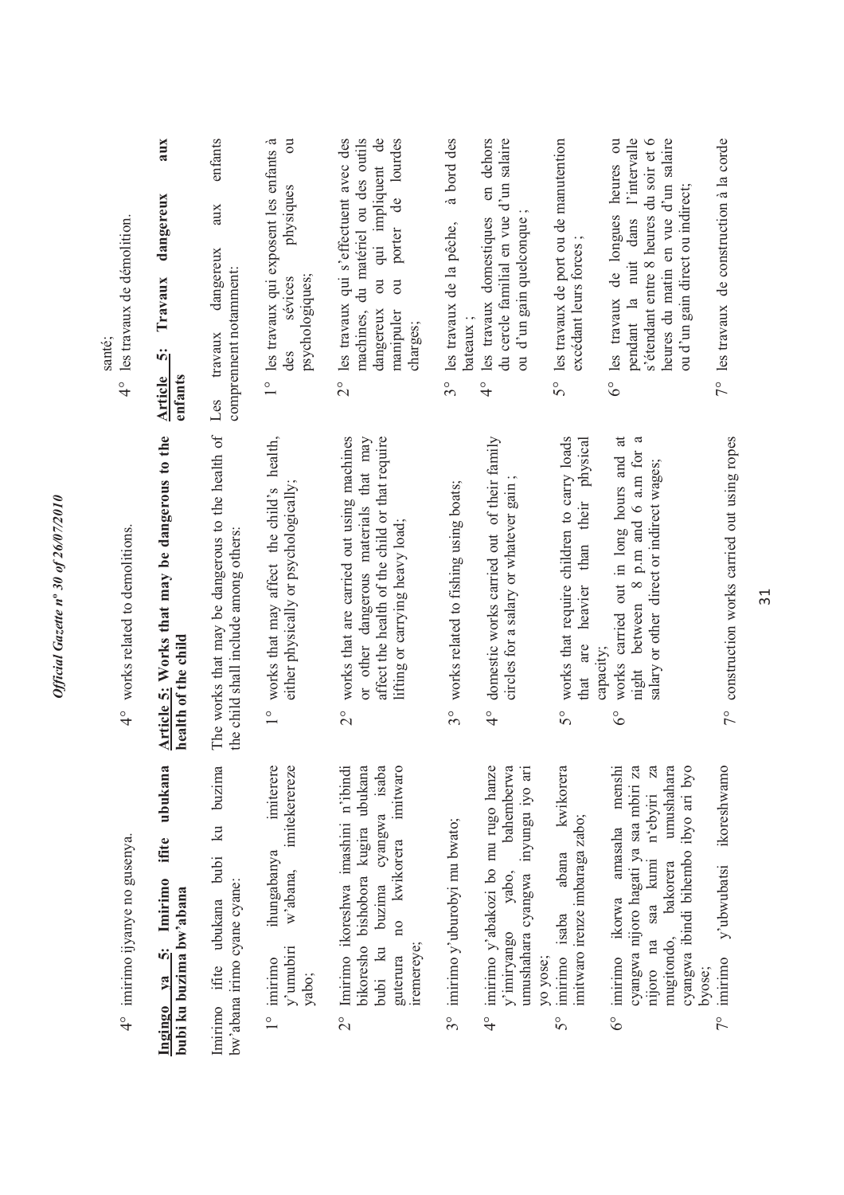4° imirimo ijyanye no gusenya.

**Ingingo ya 5: Imirimo ifite ubukana bubi ku buzima bw'abana**

Imirimo ifite ubukana bubi ku buzima bw'abana irimo cyane cyane:

1° imirimo ihungabanya imiterere y'umubiri w'abana, imitekerereze yabo;

2° Imirimo ikoreshwa imashini n'ibindi bikoresho bishobora kugira ubukana bubi ku buzima cyangwa isaba guterura no kwikorera imitwaro iremereye;

3° imirimo y'uburobyi mu bwato;

4° imirimo y'abakozi bo mu rugo hanze y'imiryango yabo, bahemberwa umushahara cyangwa inyungu iyo ari yo yose;

5° imirimo isaba abana kwikorera imitwaro irenze imbaraga zabo;

6° imirimo ikorwa amasaha menshi cyangwa nijoro hagati ya saa mbiri za nijoro na saa kumi n'ebyiri za mugitondo, bakorera umushahara cyangwa ibindi bihembo ibyo ari byo byose;

7° imirimo y'ubwubatsi ikoreshwamo

4° works related to demolitions.

**Article 5: Works that may be dangerous to the health of the child**

The works that may be dangerous to the health of the child shall include among others:

1° works that may affect the child's health, either physically or psychologically;

2° works that are carried out using machines or other dangerous materials that may affect the health of the child or that require lifting or carrying heavy load;

3° works related to fishing using boats;

4° domestic works carried out of their family circles for a salary or whatever gain ;

5° works that require children to carry loads that are heavier than their physical capacity;

6° works carried out in long hours and at night between 8 p.m and 6 a.m for a salary or other direct or indirect wages;

7° construction works carried out using ropes

santé;

4° les travaux de démolition.

**Article 5: Travaux dangereux aux enfants**

Les travaux dangereux aux enfants comprennent notamment:

1° les travaux qui exposent les enfants à des sévices physiques ou psychologiques;

2° les travaux qui s'effectuent avec des machines, du matériel ou des outils dangereux ou qui impliquent de manipuler ou porter de lourdes charges;

3° les travaux de la pêche, à bord des bateaux ;

4° les travaux domestiques en dehors du cercle familial en vue d'un salaire ou d'un gain quelconque ;

5° les travaux de port ou de manutention excédant leurs forces ;

6° les travaux de longues heures ou pendant la nuit dans l'intervalle s'étendant entre 8 heures du soir et 6 heures du matin en vue d'un salaire ou d'un gain direct ou indirect;

7° les travaux de construction à la corde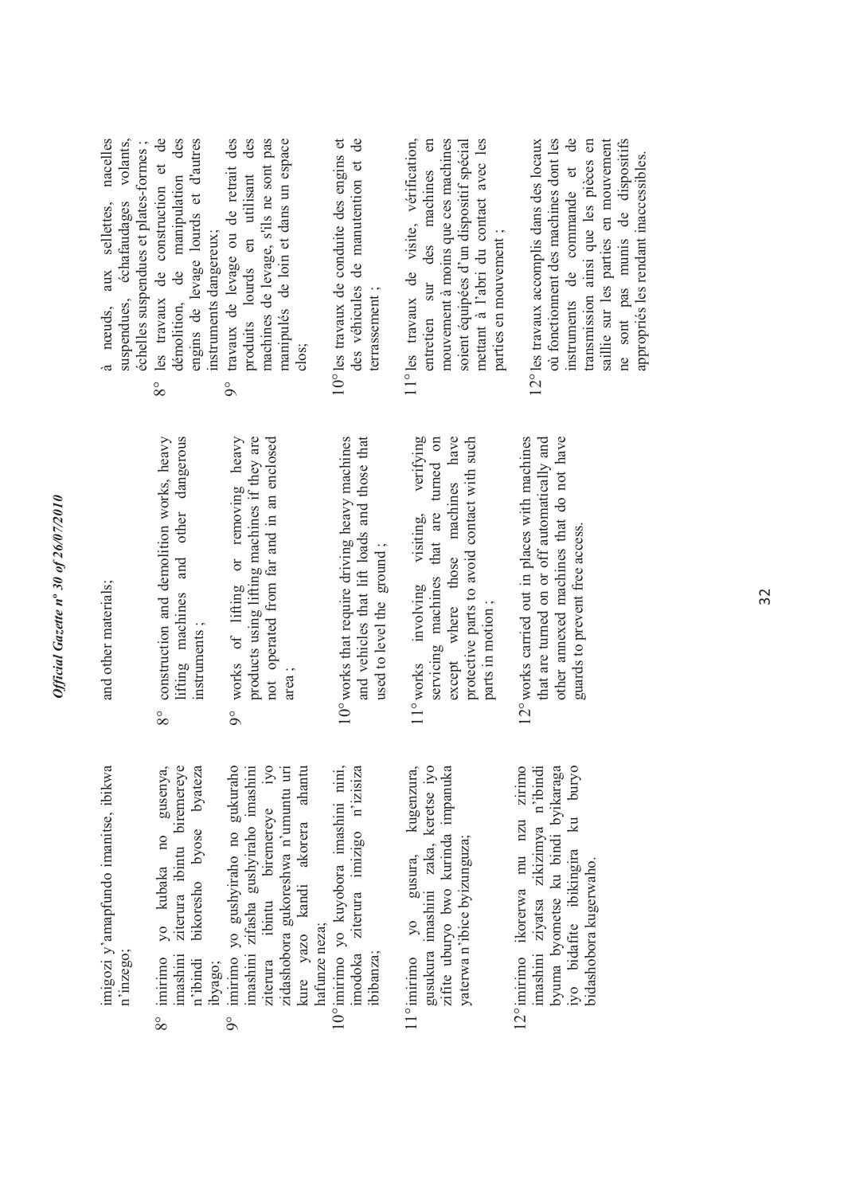imigozi y'amapfundo imanitse, ibikwa n'inzego;

8° imirimo yo kubaka no gusenya, imashini ziterura ibintu biremereye n'ibindi bikoresho byose byateza ibyago;

9° imirimo yo gushyiraho no gukuraho imashini zifasha gushyiraho imashini ziterura ibintu biremereye iyo zidashobora gukoreshwa n'umuntu uri kure yazo kandi akorera ahantu hafunze neza;

10° imirimo yo kuyobora imashini nini, imodoka ziterura imizigo n'izisiza ibibanza;

11° imirimo yo gusura, kugenzura, gusukura imashini zaka, keretse iyo zifite uburyo bwo kurinda impanuka yaterwa n'ibice byizunguza;

12° imirimo ikorerwa mu nzu zirimo imashini ziyatsa zikizimya n'ibindi byuma byometse ku bindi byikaraga iyo bidafite ibikingira ku buryo bidashobora kugerwaho.

and other materials;

8° construction and demolition works, heavy lifting machines and other dangerous instruments ;

9° works of lifting or removing heavy products using lifting machines if they are not operated from far and in an enclosed area ;

10° works that require driving heavy machines and vehicles that lift loads and those that used to level the ground ;

11° works involving visiting, verifying servicing machines that are turned on except where those machines have protective parts to avoid contact with such parts in motion ;

12° works carried out in places with machines that are turned on or off automatically and other annexed machines that do not have guards to prevent free access.

à nœuds, aux sellettes, nacelles suspendues, échafaudages volants, échelles suspendues et plates-formes ;

8° les travaux de construction et de démolition, de manipulation des engins de levage lourds et d'autres instruments dangereux;

9° travaux de levage ou de retrait des produits lourds en utilisant des machines de levage, s'ils ne sont pas manipulés de loin et dans un espace clos;

10° les travaux de conduite des engins et des véhicules de manutention et de terrassement ;

11° les travaux de visite, vérification, entretien sur des machines en mouvement à moins que ces machines soient équipées d'un dispositif spécial mettant à l'abri du contact avec les parties en mouvement ;

12° les travaux accomplis dans des locaux où fonctionnent des machines dont les instruments de commande et de transmission ainsi que les pièces en saillie sur les parties en mouvement ne sont pas munis de dispositifs appropriés les rendant inaccessibles.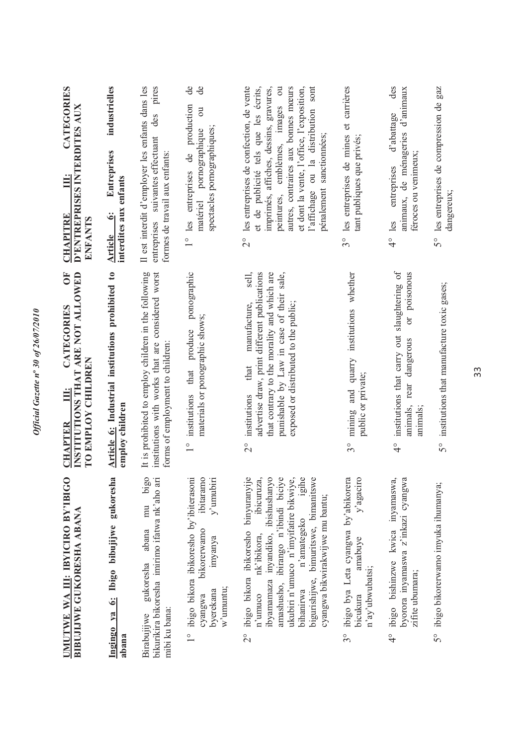**UMUTWE WA III: IBYICIRO BY'IBIGO BIBUJIJWE GUKORESHA ABANA**

**Ingingo ya 6: Ibigo bibujijwe gukoresha abana**

Birabujijwe gukoresha abana mu bigo bikurikira bikoresha imirimo ifatwa nk'aho ari mibi ku bana:

1° ibigo bikora ibikoresho by'ibiterasoni cyangwa bikorerwamo ibitaramo byerekana imyanya y'umubiri w'umuntu;

2° ibigo bikora ibikoresho binyuranyije n'umuco nk'ibikora, ibicuruza, ibyamamaza inyandiko, ibishushanyo amashusho, ibirango n'ibindi bicīye ukubiri n'umuco n'imyifatire bikwiye, bihanirwa n'amategeko igihe bigurishijwe, bimuritswe, bimanitswe cyangwa bikwirakwijwe mu bantu;

3° ibigo bya Leta cyangwa by'abikorera bicukura amabuye y'agaciro n'ay'ubwubatsi;

4° ibigo bishinzwe kwica inyamaswa, byorora inyamaswa z'inkazi cyangwa zifite ubumara;

5° ibigo bikorerwamo imyuka ihumanya;

**CHAPTER III: CATEGORIES OF INSTITUTIONS THAT ARE NOT ALLOWED TO EMPLOY CHILDREN**

**Article 6: Industrial institutions prohibited to employ children**

It is prohibited to employ children in the following institutions with works that are considered worst forms of employment to children:

1° institutions that produce ponographic materials or ponographic shows;

2° institutions that manufacture, sell, advertise draw, print different publications that contrary to the morality and which are punishable by Law in case of their sale, exposed or distributed to the public;

3° mining and quarry institutions whether public or private;

4° institutions that carry out slaughtering of animals, rear dangerous or poisonous animals;

5° institutions that manufacture toxic gases;

**CHAPITRE III: CATEGORIES D'ENTREPRISES INTERDITES AUX ENFANTS**

**Article 6: Entreprises industrielles interdites aux enfants**

Il est interdit d'employer les enfants dans les entreprises suivantes effectuant des pires formes de travail aux enfants:

1° les entreprises de production de matériel pornographique ou de spectacles pornographiques;

2° les entreprises de confection, de vente et de publicité tels que les écrits, imprimés, affiches, dessins, gravures, peintures, emblèmes, images ou autres, contraires aux bonnes mœurs et dont la vente, l'office, l'exposition, l'affichage ou la distribution sont pénalement sanctionnées;

3° les entreprises de mines et carrières tant publiques que privés;

4° les entreprises d'abattage des animaux, de ménageries d'animaux féroces ou venimeux;

5° les entreprises de compression de gaz dangereux;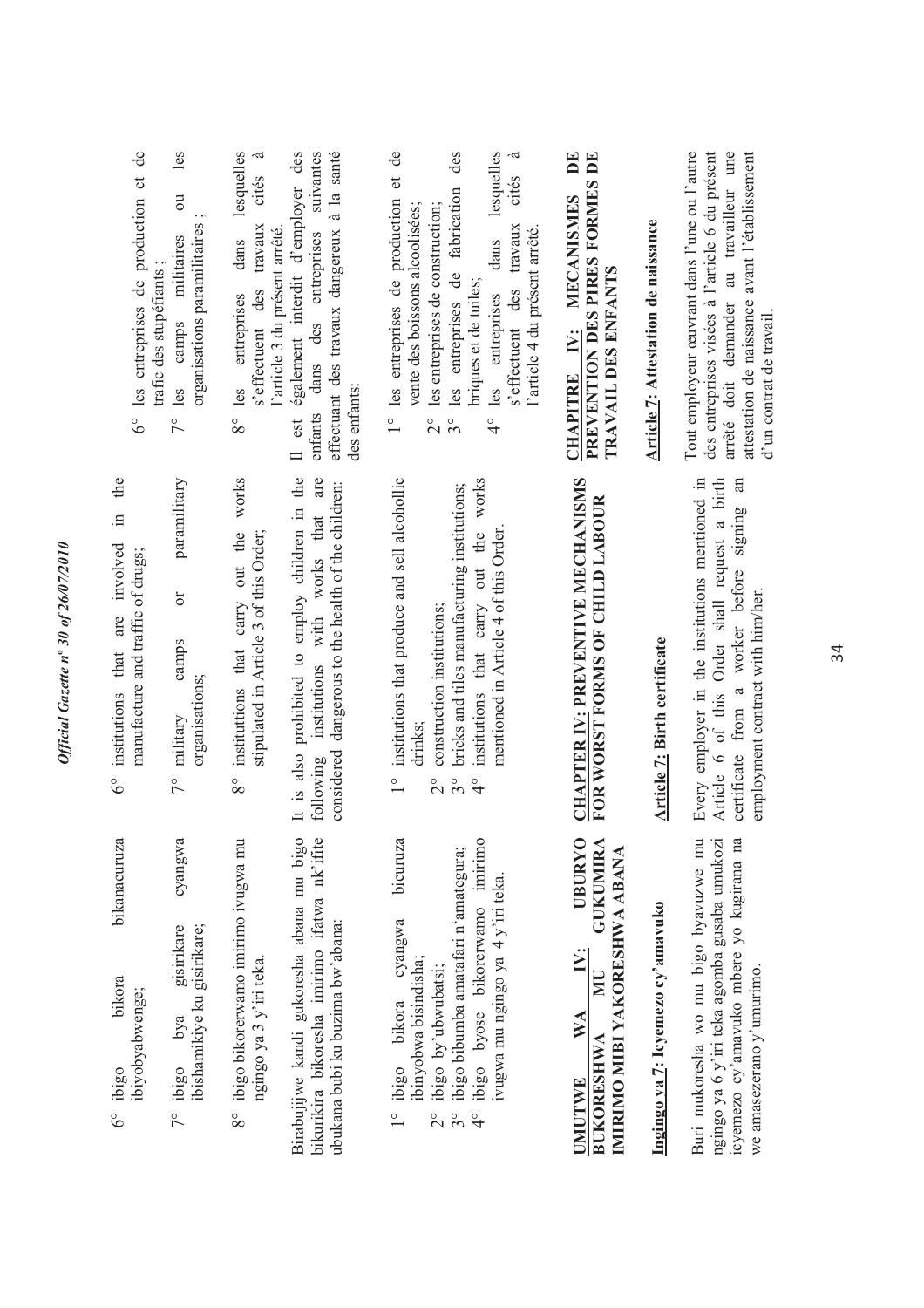6° ibigo bikora bikanacuruza ibiyobyabwenge;

7° ibigo bya gisirikare cyangwa ibishamikiye ku gisirikare;

8° ibigo bikorerwamo imirimo ivugwa mu ngingo ya 3 y'iri teka.

Birabujijwe kandi gukoresha abana mu bigo bikurikira bikoresha imirimo ifatwa nk'ifite ubukana bubi ku buzima bw'abana:

1° ibigo bikora cyangwa bicuruza ibinyobwa bisindisha;
2° ibigo by'ubwubatsi;
3° ibigo bibumba amatafari n'amategura;
4° ibigo byose bikorerwamo imirimo ivugwa mu ngingo ya 4 y'iri teka.

## UMUTWE WA IV: UBURYO BUKORESHWA MU GUKUMIRA IMIRIMO MIBI YAKORESHWA ABANA

### Ingingo ya 7: Icyemezo cy'amavuko

Buri mukoresha wo mu bigo byavuzwe mu ngingo ya 6 y'iri teka agomba gusaba umukozi icyemezo cy'amavuko mbere yo kugirana na we amasezerano y'umurimo.

6° institutions that are involved in the manufacture and traffic of drugs;

7° military camps or paramilitary organisations;

8° institutions that carry out the works stipulated in Article 3 of this Order;

It is also prohibited to employ children in the following institutions with works that are considered dangerous to the health of the children:

1° institutions that produce and sell alcohollic drinks;
2° construction institutions;
3° bricks and tiles manufacturing institutions;
4° institutions that carry out the works mentioned in Article 4 of this Order.

## CHAPTER IV: PREVENTIVE MECHANISMS FOR WORST FORMS OF CHILD LABOUR

### Article 7: Birth certificate

Every employer in the institutions mentioned in Article 6 of this Order shall request a birth certificate from a worker before signing an employment contract with him/her.

6° les entreprises de production et de trafic des stupéfiants ;

7° les camps militaires ou les organisations paramilitaires ;

8° les entreprises dans lesquelles s'effectuent des travaux cités à l'article 3 du présent arrêté.

Il est également interdit d'employer des enfants dans des entreprises suivantes effectuant des travaux dangereux à la santé des enfants:

1° les entreprises de production et de vente des boissons alcoolisées;
2° les entreprises de construction;
3° les entreprises de fabrication des briques et de tuiles;
4° les entreprises dans lesquelles s'effectuent des travaux cités à l'article 4 du présent arrêté.

## CHAPITRE IV: MECANISMES DE PREVENTION DES PIRES FORMES DE TRAVAIL DES ENFANTS

### Article 7: Attestation de naissance

Tout employeur œuvrant dans l'une ou l'autre des entreprises visées à l'article 6 du présent arrêté doit demander au travailleur une attestation de naissance avant l'établissement d'un contrat de travail.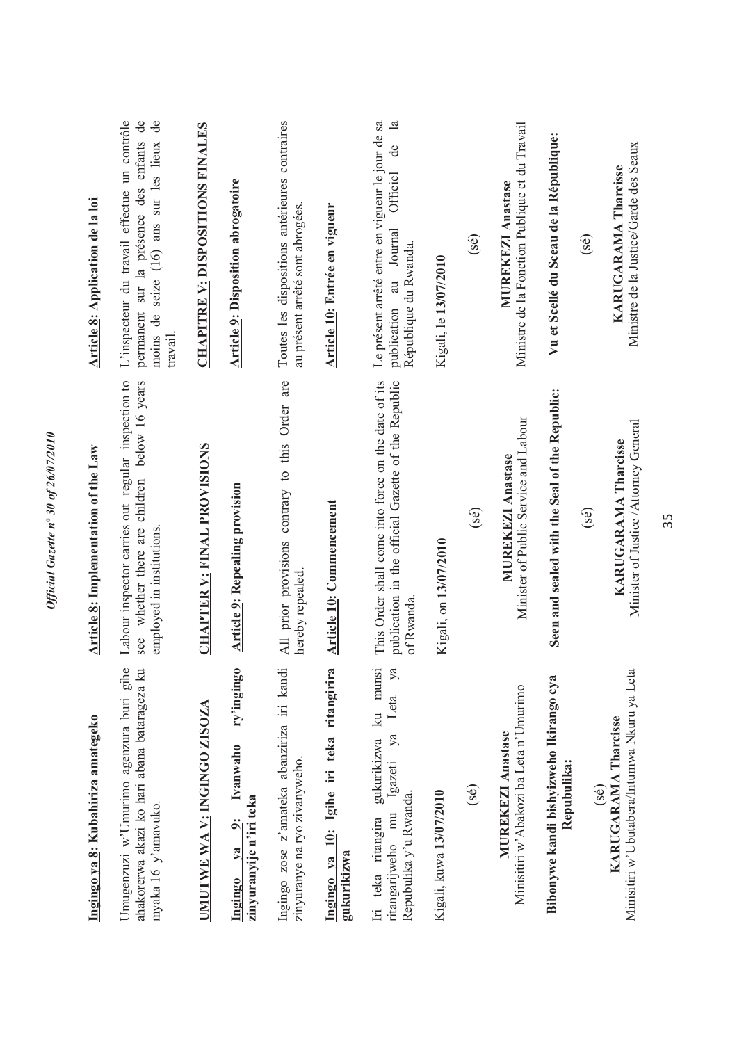**Ingingo ya 8: Kubahiriza amategeko**

Umugenzuzi w'Umurimo agenzura buri gihe ahakorerwa akazi ko hari abana batarageza ku myaka 16 y'amavuko.

**UMUTWE WA V: INGINGO ZISOZA**

**Ingingo ya 9: Ivanwaho ry'ingingo zinyuranyije n'iri teka**

Ingingo zose z'amateka abanziriza iri kandi zinyuranye na ryo zivanyweho.

**Ingingo ya 10: Igihe iri teka ritangirira gukurikizwa**

Iri teka ritangira gukurikizwa ku munsi ritangarijweho mu Igazeti ya Leta ya Repubulika y'u Rwanda.

Kigali, kuwa **13/07/2010**

(sé)

**MUREKEZI Anastase**
Minisitiri w'Abakozi ba Leta n'Umurimo

**Bibonywe kandi bishyizweho Ikirango cya Repubulika:**

(sé)

**KARUGARAMA Tharcisse**
Minisitiri w'Ubutabera/Intumwa Nkuru ya Leta

**Article 8: Implementation of the Law**

Labour inspector carries out regular inspection to see whether there are children below 16 years employed in institutions.

**CHAPTER V: FINAL PROVISIONS**

**Article 9: Repealing provision**

All prior provisions contrary to this Order are hereby repealed.

**Article 10: Commencement**

This Order shall come into force on the date of its publication in the official Gazette of the Republic of Rwanda.

Kigali, on **13/07/2010**

(sé)

**MUREKEZI Anastase**
Minister of Public Service and Labour

**Seen and sealed with the Seal of the Republic:**

(sé)

**KARUGARAMA Tharcisse**
Minister of Justice /Attorney General

**Article 8: Application de la loi**

L'inspecteur du travail effectue un contrôle permanent sur la présence des enfants de moins de seize (16) ans sur les lieux de travail.

**CHAPITRE V: DISPOSITIONS FINALES**

**Article 9: Disposition abrogatoire**

Toutes les dispositions antérieures contraires au présent arrêté sont abrogées.

**Article 10: Entrée en vigueur**

Le présent arrêté entre en vigueur le jour de sa publication au Journal Officiel de la République du Rwanda.

Kigali, le **13/07/2010**

(sé)

**MUREKEZI Anastase**
Ministre de la Fonction Publique et du Travail

**Vu et Scellé du Sceau de la République:**

(sé)

**KARUGARAMA Tharcisse**
Ministre de la Justice/Garde des Seaux